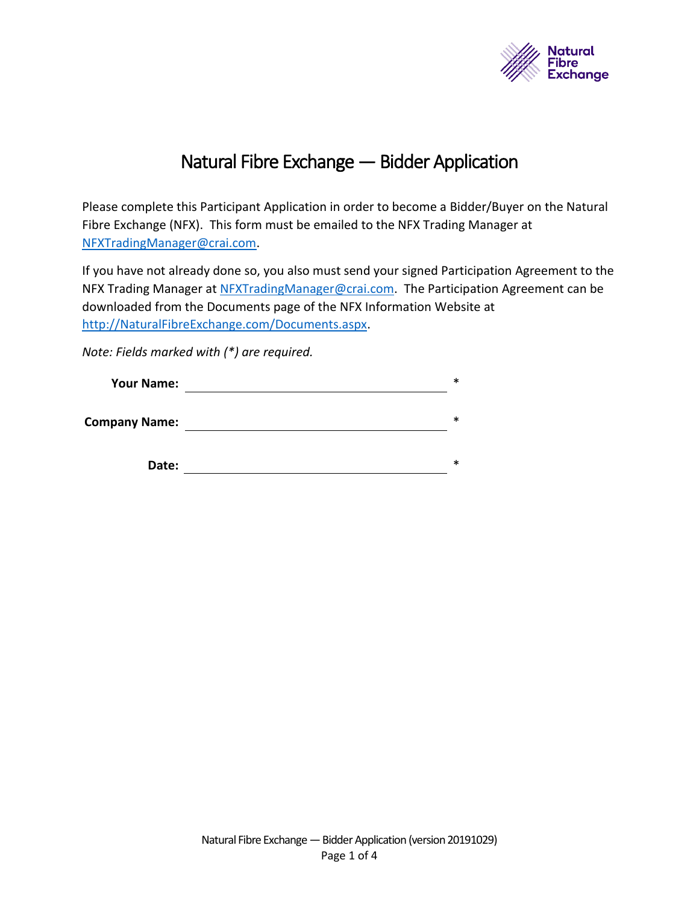# Natural Fibre Exchange — Bidder Application

Please complete this Participant Application in order to become a Bidder/Buyer on the Natural Fibre Exchange (NFX). This form must be emailed to the NFX Trading Manager at [NFXTradingManager@crai.com](mailto:NFXTradingManager@crai.com).

If you have not already done so, you also must send your signed Participation Agreement to the NFX Trading Manager at [NFXTradingManager@crai.com](mailto:NFXTradingManager@crai.com). The Participation Agreement can be downloaded from the Documents page of the NFX Information Website at [http://NaturalFibreExchange.com/Documents.aspx](http://NaturalFibreExchange.com/Documents.aspx).

*Note: Fields marked with (*) are required.*

**Your Name:** ______________________________ *

**Company Name:** ______________________________ *

**Date:** ______________________________ *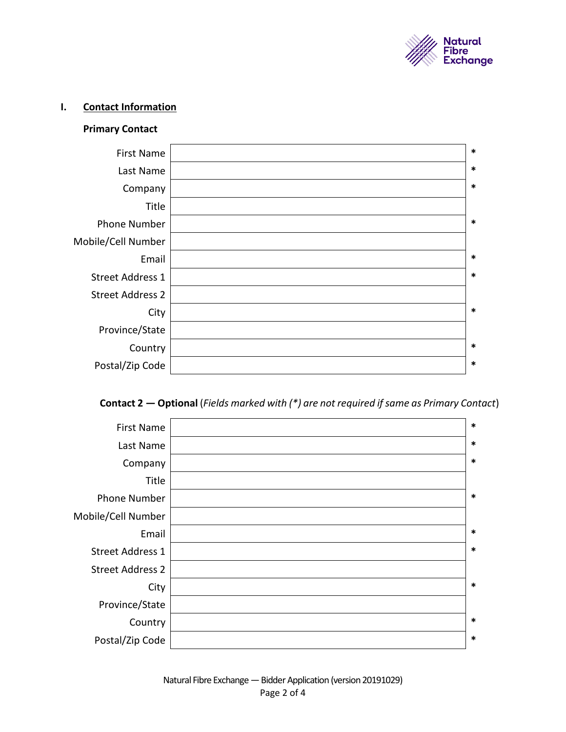## I. Contact Information

### Primary Contact

| Field | Value | Required |
|---|---|---|
| First Name | | * |
| Last Name | | * |
| Company | | * |
| Title | | |
| Phone Number | | * |
| Mobile/Cell Number | | |
| Email | | * |
| Street Address 1 | | * |
| Street Address 2 | | |
| City | | * |
| Province/State | | |
| Country | | * |
| Postal/Zip Code | | * |

### Contact 2 — Optional (*Fields marked with (*) are not required if same as Primary Contact*)

| Field | Value | Required |
|---|---|---|
| First Name | | * |
| Last Name | | * |
| Company | | * |
| Title | | |
| Phone Number | | * |
| Mobile/Cell Number | | |
| Email | | * |
| Street Address 1 | | * |
| Street Address 2 | | |
| City | | * |
| Province/State | | |
| Country | | * |
| Postal/Zip Code | | * |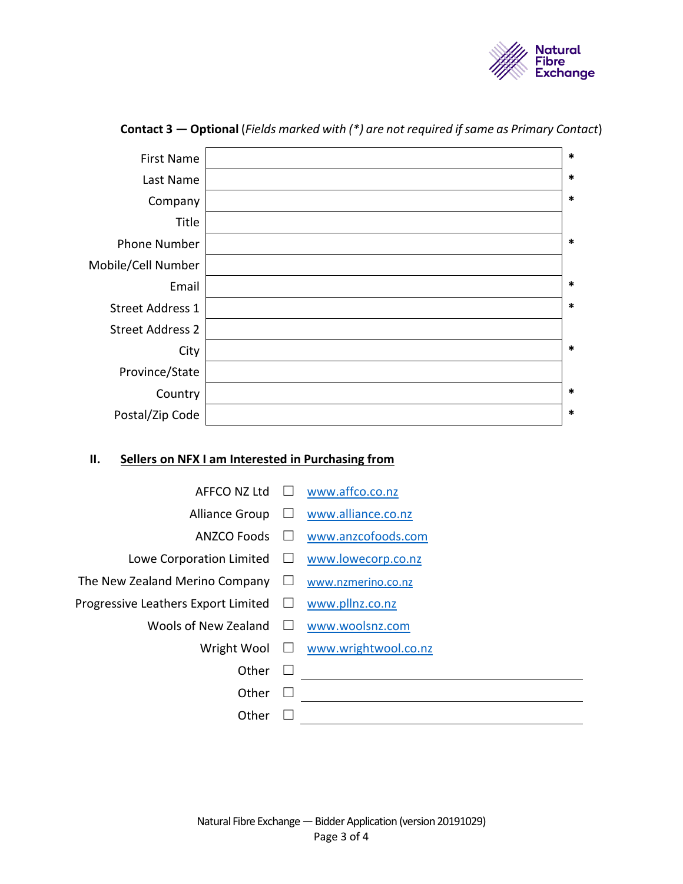**Contact 3 — Optional** (*Fields marked with (*) are not required if same as Primary Contact*)

| Field | | |
|---|---|---|
| First Name | | * |
| Last Name | | * |
| Company | | * |
| Title | | |
| Phone Number | | * |
| Mobile/Cell Number | | |
| Email | | * |
| Street Address 1 | | * |
| Street Address 2 | | |
| City | | * |
| Province/State | | |
| Country | | * |
| Postal/Zip Code | | * |

## II. Sellers on NFX I am Interested in Purchasing from

| Seller | | Website |
|---|---|---|
| AFFCO NZ Ltd | ☐ | www.affco.co.nz |
| Alliance Group | ☐ | www.alliance.co.nz |
| ANZCO Foods | ☐ | www.anzcofoods.com |
| Lowe Corporation Limited | ☐ | www.lowecorp.co.nz |
| The New Zealand Merino Company | ☐ | www.nzmerino.co.nz |
| Progressive Leathers Export Limited | ☐ | www.pllnz.co.nz |
| Wools of New Zealand | ☐ | www.woolsnz.com |
| Wright Wool | ☐ | www.wrightwool.co.nz |
| Other | ☐ | |
| Other | ☐ | |
| Other | ☐ | |

Natural Fibre Exchange — Bidder Application (version 20191029)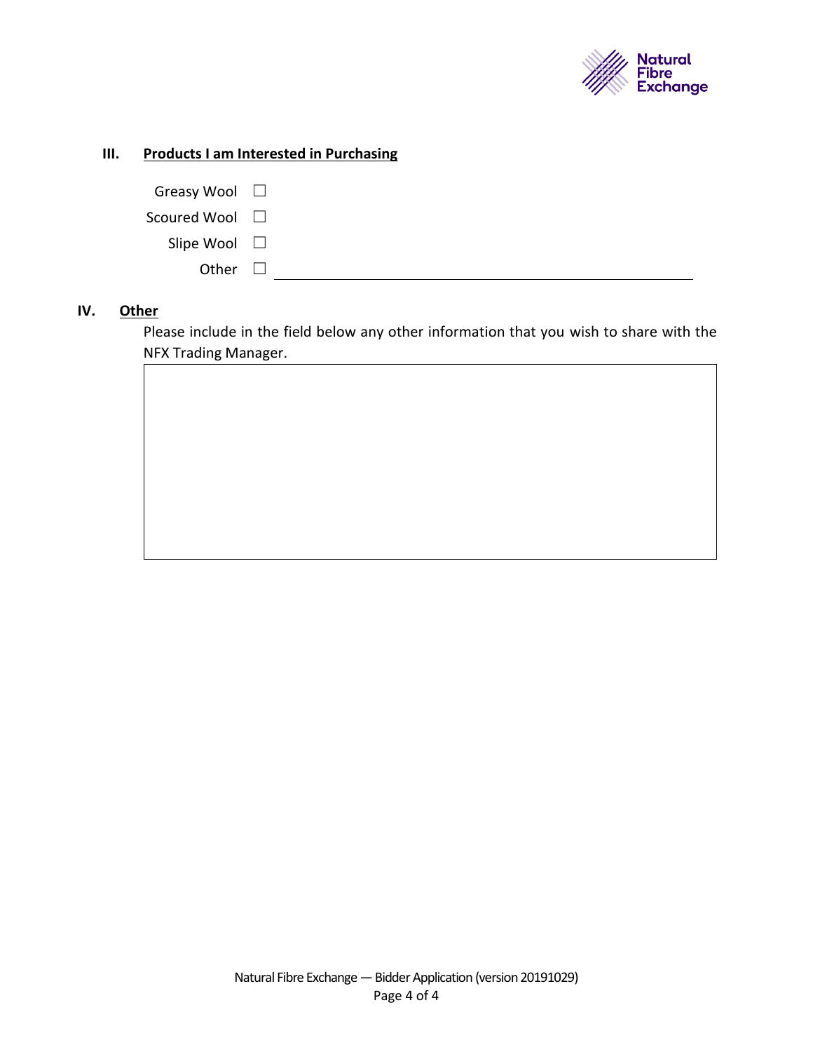## III. Products I am Interested in Purchasing

Greasy Wool ☐

Scoured Wool ☐

Slipe Wool ☐

Other ☐ ______________________________

## IV. Other

Please include in the field below any other information that you wish to share with the NFX Trading Manager.

| |
|---|
| |